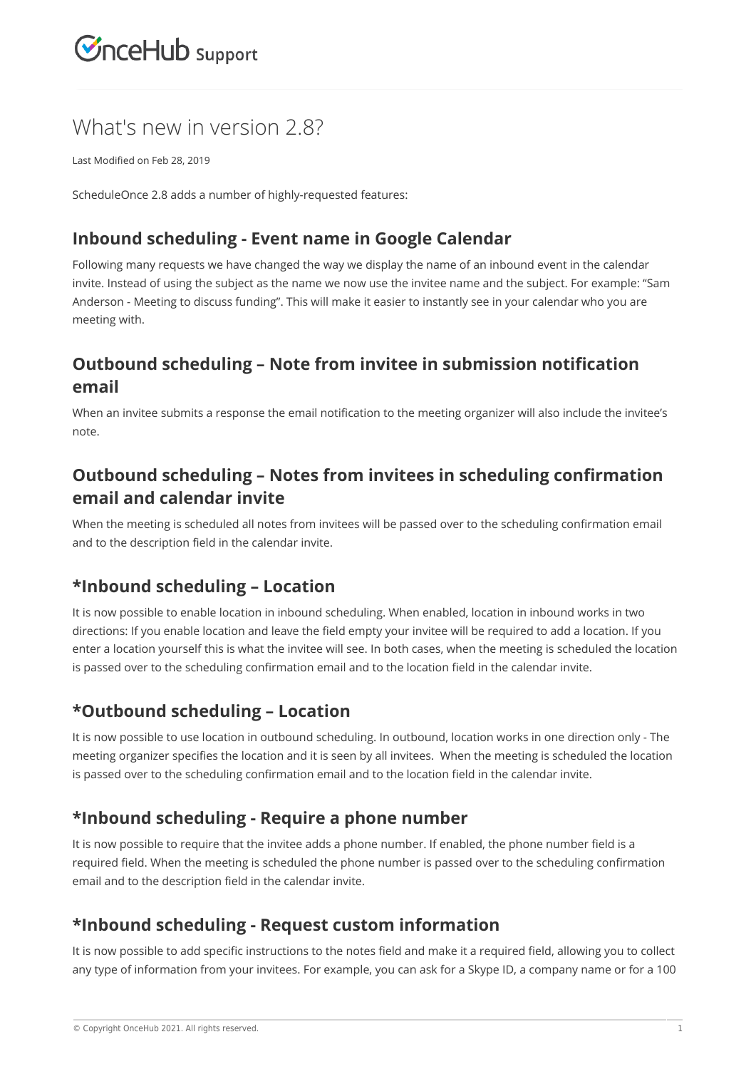# What's new in version 2.8?

Last Modified on Feb 28, 2019

ScheduleOnce 2.8 adds a number of highly-requested features:

## Inbound scheduling - Event name in Google Calendar

Following many requests we have changed the way we display the name of an inbound event in the calendar invite. Instead of using the subject as the name we now use the invitee name and the subject. For example: "Sam Anderson - Meeting to discuss funding". This will make it easier to instantly see in your calendar who you are meeting with.

## Outbound scheduling – Note from invitee in submission notification email

When an invitee submits a response the email notification to the meeting organizer will also include the invitee's note.

## Outbound scheduling – Notes from invitees in scheduling confirmation email and calendar invite

When the meeting is scheduled all notes from invitees will be passed over to the scheduling confirmation email and to the description field in the calendar invite.

## *Inbound scheduling – Location

It is now possible to enable location in inbound scheduling. When enabled, location in inbound works in two directions: If you enable location and leave the field empty your invitee will be required to add a location. If you enter a location yourself this is what the invitee will see. In both cases, when the meeting is scheduled the location is passed over to the scheduling confirmation email and to the location field in the calendar invite.

## *Outbound scheduling – Location

It is now possible to use location in outbound scheduling. In outbound, location works in one direction only - The meeting organizer specifies the location and it is seen by all invitees. When the meeting is scheduled the location is passed over to the scheduling confirmation email and to the location field in the calendar invite.

## *Inbound scheduling - Require a phone number

It is now possible to require that the invitee adds a phone number. If enabled, the phone number field is a required field. When the meeting is scheduled the phone number is passed over to the scheduling confirmation email and to the description field in the calendar invite.

## *Inbound scheduling - Request custom information

It is now possible to add specific instructions to the notes field and make it a required field, allowing you to collect any type of information from your invitees. For example, you can ask for a Skype ID, a company name or for a 100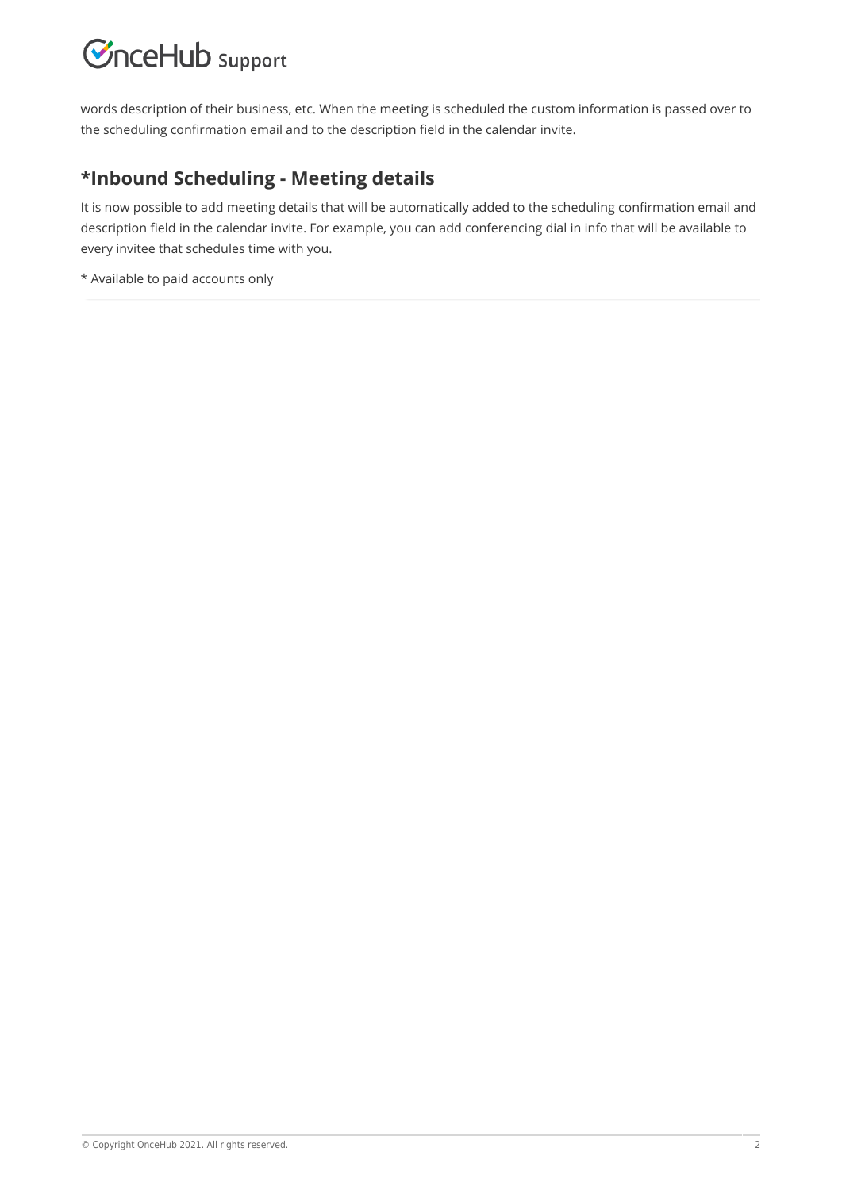words description of their business, etc. When the meeting is scheduled the custom information is passed over to the scheduling confirmation email and to the description field in the calendar invite.

## *Inbound Scheduling - Meeting details

It is now possible to add meeting details that will be automatically added to the scheduling confirmation email and description field in the calendar invite. For example, you can add conferencing dial in info that will be available to every invitee that schedules time with you.

* Available to paid accounts only